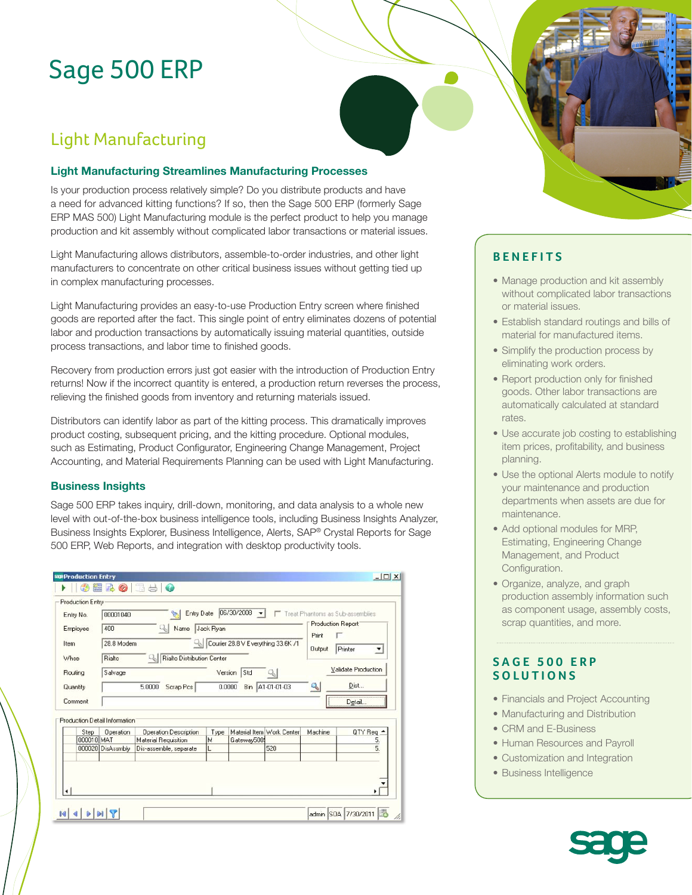# Sage 500 ERP

## Light Manufacturing

### Light Manufacturing Streamlines Manufacturing Processes

Is your production process relatively simple? Do you distribute products and have a need for advanced kitting functions? If so, then the Sage 500 ERP (formerly Sage ERP MAS 500) Light Manufacturing module is the perfect product to help you manage production and kit assembly without complicated labor transactions or material issues.

Light Manufacturing allows distributors, assemble-to-order industries, and other light manufacturers to concentrate on other critical business issues without getting tied up in complex manufacturing processes.

Light Manufacturing provides an easy-to-use Production Entry screen where finished goods are reported after the fact. This single point of entry eliminates dozens of potential labor and production transactions by automatically issuing material quantities, outside process transactions, and labor time to finished goods.

Recovery from production errors just got easier with the introduction of Production Entry returns! Now if the incorrect quantity is entered, a production return reverses the process, relieving the finished goods from inventory and returning materials issued.

Distributors can identify labor as part of the kitting process. This dramatically improves product costing, subsequent pricing, and the kitting procedure. Optional modules, such as Estimating, Product Configurator, Engineering Change Management, Project Accounting, and Material Requirements Planning can be used with Light Manufacturing.

### Business Insights

Sage 500 ERP takes inquiry, drill-down, monitoring, and data analysis to a whole new level with out-of-the-box business intelligence tools, including Business Insights Analyzer, Business Insights Explorer, Business Intelligence, Alerts, SAP® Crystal Reports for Sage 500 ERP, Web Reports, and integration with desktop productivity tools.

## BENEFITS

- Manage production and kit assembly without complicated labor transactions or material issues.
- Establish standard routings and bills of material for manufactured items.
- Simplify the production process by eliminating work orders.
- Report production only for finished goods. Other labor transactions are automatically calculated at standard rates.
- Use accurate job costing to establishing item prices, profitability, and business planning.
- Use the optional Alerts module to notify your maintenance and production departments when assets are due for maintenance.
- Add optional modules for MRP, Estimating, Engineering Change Management, and Product Configuration.
- Organize, analyze, and graph production assembly information such as component usage, assembly costs, scrap quantities, and more.

## SAGE 500 ERP SOLUTIONS

- Financials and Project Accounting
- Manufacturing and Distribution
- CRM and E-Business
- Human Resources and Payroll
- Customization and Integration
- Business Intelligence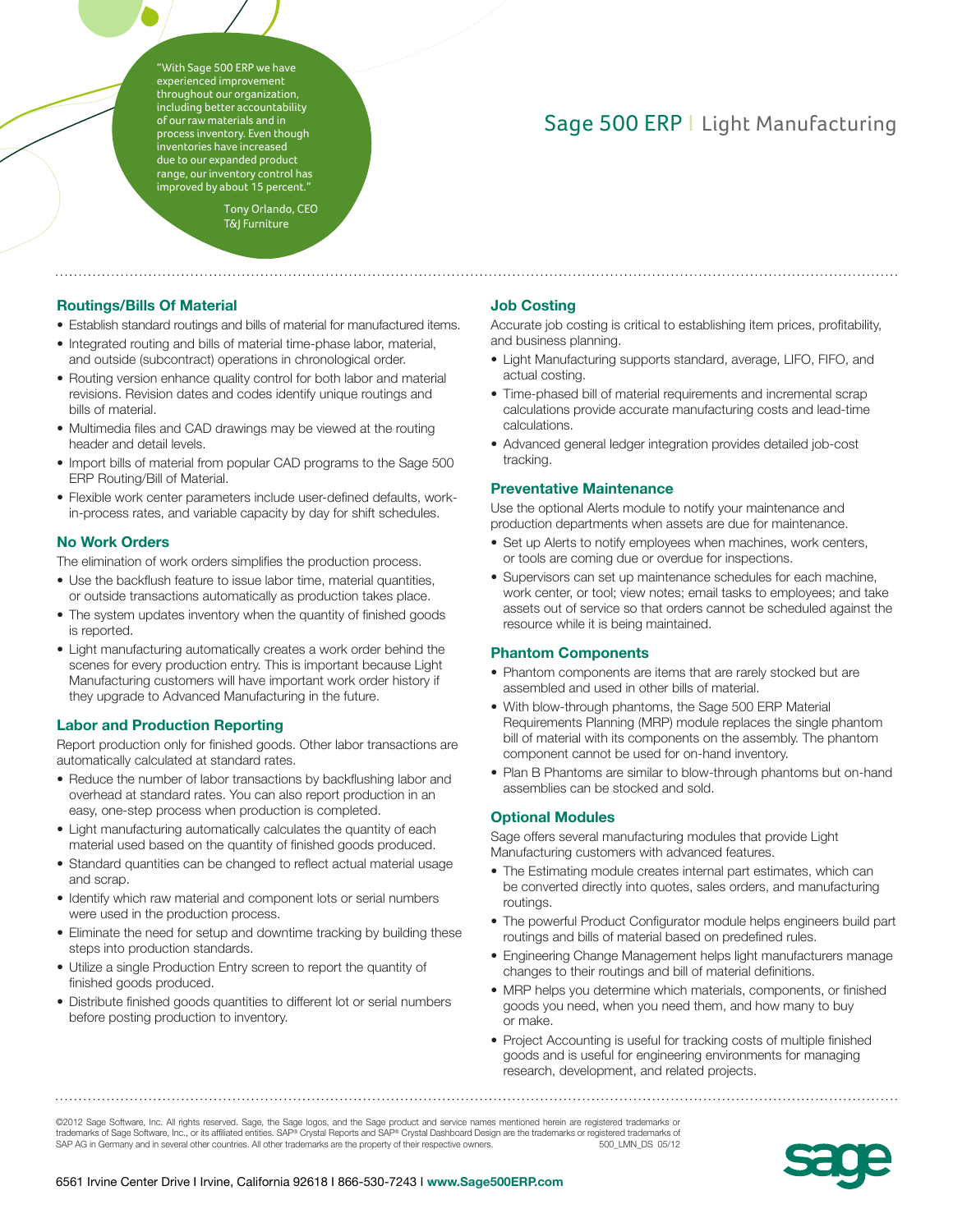"With Sage 500 ERP we have experienced improvement throughout our organization, including better accountability of our raw materials and in process inventory. Even though inventories have increased due to our expanded product range, our inventory control has improved by about 15 percent."

Tony Orlando, CEO
T&J Furniture

# Sage 500 ERP | Light Manufacturing

### Routings/Bills Of Material

- Establish standard routings and bills of material for manufactured items.
- Integrated routing and bills of material time-phase labor, material, and outside (subcontract) operations in chronological order.
- Routing version enhance quality control for both labor and material revisions. Revision dates and codes identify unique routings and bills of material.
- Multimedia files and CAD drawings may be viewed at the routing header and detail levels.
- Import bills of material from popular CAD programs to the Sage 500 ERP Routing/Bill of Material.
- Flexible work center parameters include user-defined defaults, work-in-process rates, and variable capacity by day for shift schedules.

### No Work Orders

The elimination of work orders simplifies the production process.

- Use the backflush feature to issue labor time, material quantities, or outside transactions automatically as production takes place.
- The system updates inventory when the quantity of finished goods is reported.
- Light manufacturing automatically creates a work order behind the scenes for every production entry. This is important because Light Manufacturing customers will have important work order history if they upgrade to Advanced Manufacturing in the future.

### Labor and Production Reporting

Report production only for finished goods. Other labor transactions are automatically calculated at standard rates.

- Reduce the number of labor transactions by backflushing labor and overhead at standard rates. You can also report production in an easy, one-step process when production is completed.
- Light manufacturing automatically calculates the quantity of each material used based on the quantity of finished goods produced.
- Standard quantities can be changed to reflect actual material usage and scrap.
- Identify which raw material and component lots or serial numbers were used in the production process.
- Eliminate the need for setup and downtime tracking by building these steps into production standards.
- Utilize a single Production Entry screen to report the quantity of finished goods produced.
- Distribute finished goods quantities to different lot or serial numbers before posting production to inventory.

### Job Costing

Accurate job costing is critical to establishing item prices, profitability, and business planning.

- Light Manufacturing supports standard, average, LIFO, FIFO, and actual costing.
- Time-phased bill of material requirements and incremental scrap calculations provide accurate manufacturing costs and lead-time calculations.
- Advanced general ledger integration provides detailed job-cost tracking.

### Preventative Maintenance

Use the optional Alerts module to notify your maintenance and production departments when assets are due for maintenance.

- Set up Alerts to notify employees when machines, work centers, or tools are coming due or overdue for inspections.
- Supervisors can set up maintenance schedules for each machine, work center, or tool; view notes; email tasks to employees; and take assets out of service so that orders cannot be scheduled against the resource while it is being maintained.

### Phantom Components

- Phantom components are items that are rarely stocked but are assembled and used in other bills of material.
- With blow-through phantoms, the Sage 500 ERP Material Requirements Planning (MRP) module replaces the single phantom bill of material with its components on the assembly. The phantom component cannot be used for on-hand inventory.
- Plan B Phantoms are similar to blow-through phantoms but on-hand assemblies can be stocked and sold.

### Optional Modules

Sage offers several manufacturing modules that provide Light Manufacturing customers with advanced features.

- The Estimating module creates internal part estimates, which can be converted directly into quotes, sales orders, and manufacturing routings.
- The powerful Product Configurator module helps engineers build part routings and bills of material based on predefined rules.
- Engineering Change Management helps light manufacturers manage changes to their routings and bill of material definitions.
- MRP helps you determine which materials, components, or finished goods you need, when you need them, and how many to buy or make.
- Project Accounting is useful for tracking costs of multiple finished goods and is useful for engineering environments for managing research, development, and related projects.

©2012 Sage Software, Inc. All rights reserved. Sage, the Sage logos, and the Sage product and service names mentioned herein are registered trademarks or trademarks of Sage Software, Inc., or its affiliated entities. SAP® Crystal Reports and SAP® Crystal Dashboard Design are the trademarks or registered trademarks of SAP AG in Germany and in several other countries. All other trademarks are the property of their respective owners. 500_LMN_DS 05/12

6561 Irvine Center Drive I Irvine, California 92618 I 866-530-7243 I **www.Sage500ERP.com**